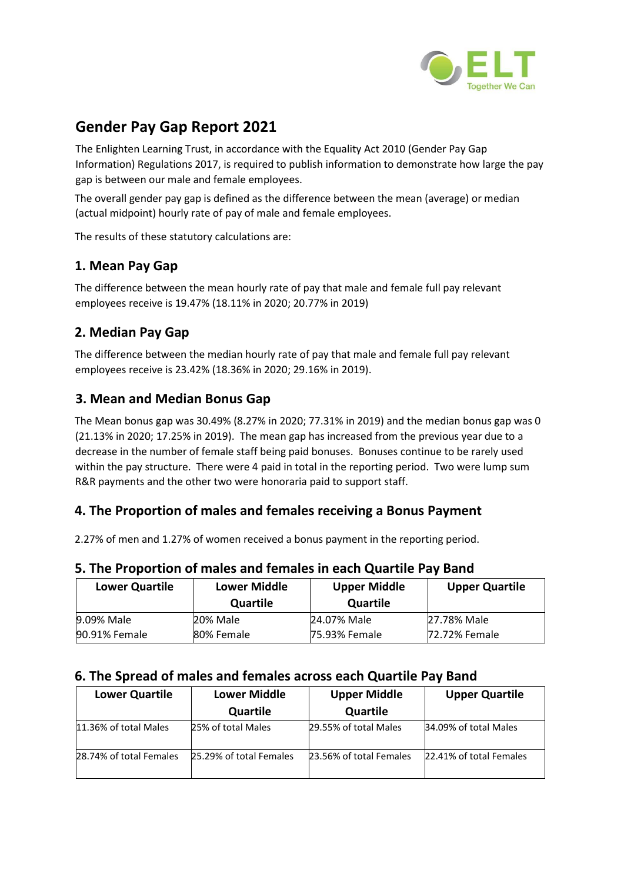# Gender Pay Gap Report 2021

The Enlighten Learning Trust, in accordance with the Equality Act 2010 (Gender Pay Gap Information) Regulations 2017, is required to publish information to demonstrate how large the pay gap is between our male and female employees.

The overall gender pay gap is defined as the difference between the mean (average) or median (actual midpoint) hourly rate of pay of male and female employees.

The results of these statutory calculations are:

## 1. Mean Pay Gap

The difference between the mean hourly rate of pay that male and female full pay relevant employees receive is 19.47% (18.11% in 2020; 20.77% in 2019)

## 2. Median Pay Gap

The difference between the median hourly rate of pay that male and female full pay relevant employees receive is 23.42% (18.36% in 2020; 29.16% in 2019).

## 3. Mean and Median Bonus Gap

The Mean bonus gap was 30.49% (8.27% in 2020; 77.31% in 2019) and the median bonus gap was 0 (21.13% in 2020; 17.25% in 2019). The mean gap has increased from the previous year due to a decrease in the number of female staff being paid bonuses. Bonuses continue to be rarely used within the pay structure. There were 4 paid in total in the reporting period. Two were lump sum R&R payments and the other two were honoraria paid to support staff.

## 4. The Proportion of males and females receiving a Bonus Payment

2.27% of men and 1.27% of women received a bonus payment in the reporting period.

## 5. The Proportion of males and females in each Quartile Pay Band

| Lower Quartile | Lower Middle Quartile | Upper Middle Quartile | Upper Quartile |
|---|---|---|---|
| 9.09% Male<br>90.91% Female | 20% Male<br>80% Female | 24.07% Male<br>75.93% Female | 27.78% Male<br>72.72% Female |

## 6. The Spread of males and females across each Quartile Pay Band

| Lower Quartile | Lower Middle Quartile | Upper Middle Quartile | Upper Quartile |
|---|---|---|---|
| 11.36% of total Males | 25% of total Males | 29.55% of total Males | 34.09% of total Males |
| 28.74% of total Females | 25.29% of total Females | 23.56% of total Females | 22.41% of total Females |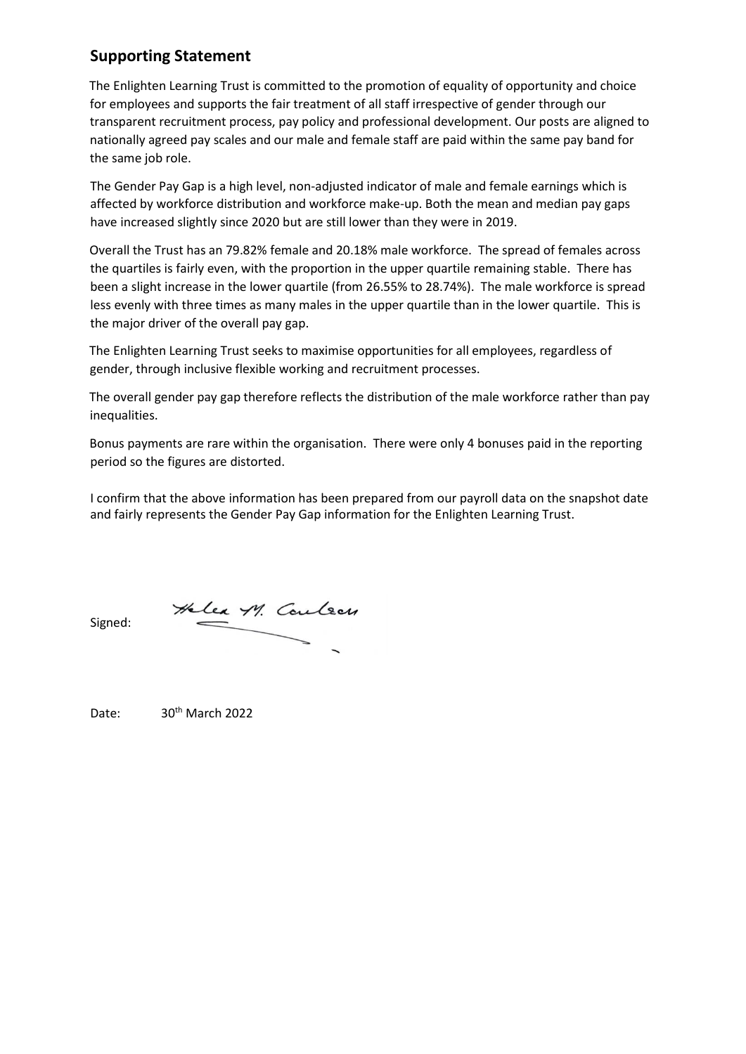## Supporting Statement

The Enlighten Learning Trust is committed to the promotion of equality of opportunity and choice for employees and supports the fair treatment of all staff irrespective of gender through our transparent recruitment process, pay policy and professional development. Our posts are aligned to nationally agreed pay scales and our male and female staff are paid within the same pay band for the same job role.

The Gender Pay Gap is a high level, non-adjusted indicator of male and female earnings which is affected by workforce distribution and workforce make-up. Both the mean and median pay gaps have increased slightly since 2020 but are still lower than they were in 2019.

Overall the Trust has an 79.82% female and 20.18% male workforce. The spread of females across the quartiles is fairly even, with the proportion in the upper quartile remaining stable. There has been a slight increase in the lower quartile (from 26.55% to 28.74%). The male workforce is spread less evenly with three times as many males in the upper quartile than in the lower quartile. This is the major driver of the overall pay gap.

The Enlighten Learning Trust seeks to maximise opportunities for all employees, regardless of gender, through inclusive flexible working and recruitment processes.

The overall gender pay gap therefore reflects the distribution of the male workforce rather than pay inequalities.

Bonus payments are rare within the organisation. There were only 4 bonuses paid in the reporting period so the figures are distorted.

I confirm that the above information has been prepared from our payroll data on the snapshot date and fairly represents the Gender Pay Gap information for the Enlighten Learning Trust.

Signed: Helen M. Coulson

Date: 30th March 2022